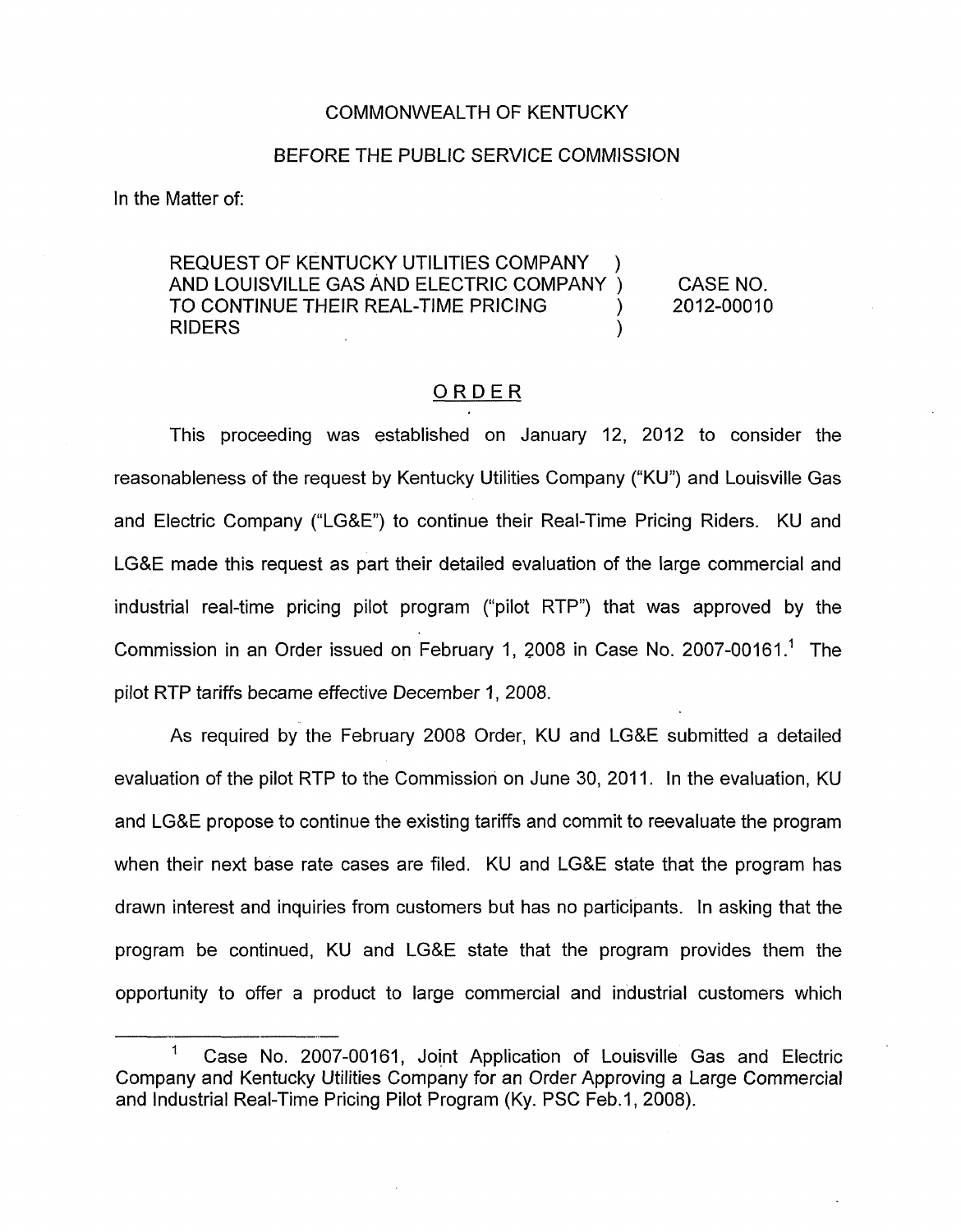COMMONWEALTH OF KENTUCKY

BEFORE THE PUBLIC SERVICE COMMISSION

In the Matter of:

| | | |
|---|---|---|
| REQUEST OF KENTUCKY UTILITIES COMPANY AND LOUISVILLE GAS AND ELECTRIC COMPANY TO CONTINUE THEIR REAL-TIME PRICING RIDERS | ) ) ) ) | CASE NO. 2012-00010 |

## ORDER

This proceeding was established on January 12, 2012 to consider the reasonableness of the request by Kentucky Utilities Company ("KU") and Louisville Gas and Electric Company ("LG&E") to continue their Real-Time Pricing Riders. KU and LG&E made this request as part their detailed evaluation of the large commercial and industrial real-time pricing pilot program ("pilot RTP") that was approved by the Commission in an Order issued on February 1, 2008 in Case No. 2007-00161.[1] The pilot RTP tariffs became effective December 1, 2008.

As required by the February 2008 Order, KU and LG&E submitted a detailed evaluation of the pilot RTP to the Commission on June 30, 2011. In the evaluation, KU and LG&E propose to continue the existing tariffs and commit to reevaluate the program when their next base rate cases are filed. KU and LG&E state that the program has drawn interest and inquiries from customers but has no participants. In asking that the program be continued, KU and LG&E state that the program provides them the opportunity to offer a product to large commercial and industrial customers which

[1] Case No. 2007-00161, Joint Application of Louisville Gas and Electric Company and Kentucky Utilities Company for an Order Approving a Large Commercial and Industrial Real-Time Pricing Pilot Program (Ky. PSC Feb.1, 2008).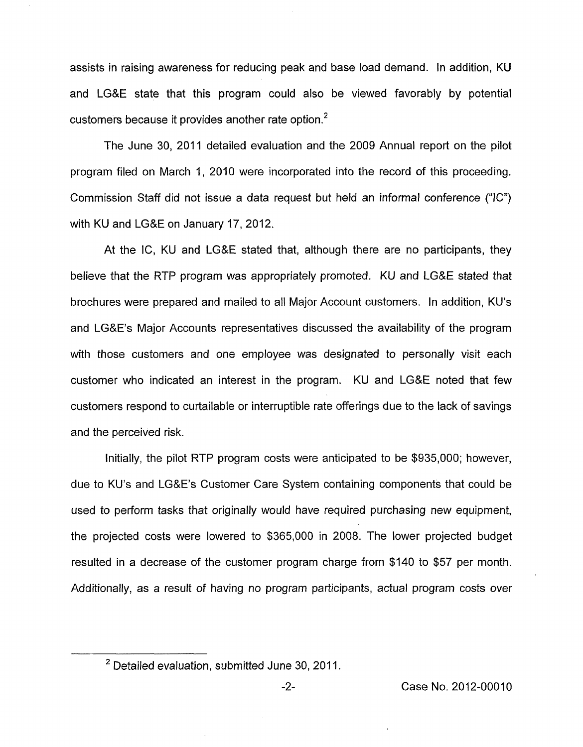assists in raising awareness for reducing peak and base load demand. In addition, KU and LG&E state that this program could also be viewed favorably by potential customers because it provides another rate option.[2]

The June 30, 2011 detailed evaluation and the 2009 Annual report on the pilot program filed on March 1, 2010 were incorporated into the record of this proceeding. Commission Staff did not issue a data request but held an informal conference ("IC") with KU and LG&E on January 17, 2012.

At the IC, KU and LG&E stated that, although there are no participants, they believe that the RTP program was appropriately promoted. KU and LG&E stated that brochures were prepared and mailed to all Major Account customers. In addition, KU's and LG&E's Major Accounts representatives discussed the availability of the program with those customers and one employee was designated to personally visit each customer who indicated an interest in the program. KU and LG&E noted that few customers respond to curtailable or interruptible rate offerings due to the lack of savings and the perceived risk.

Initially, the pilot RTP program costs were anticipated to be $935,000; however, due to KU's and LG&E's Customer Care System containing components that could be used to perform tasks that originally would have required purchasing new equipment, the projected costs were lowered to $365,000 in 2008. The lower projected budget resulted in a decrease of the customer program charge from $140 to $57 per month. Additionally, as a result of having no program participants, actual program costs over

[2] Detailed evaluation, submitted June 30, 2011.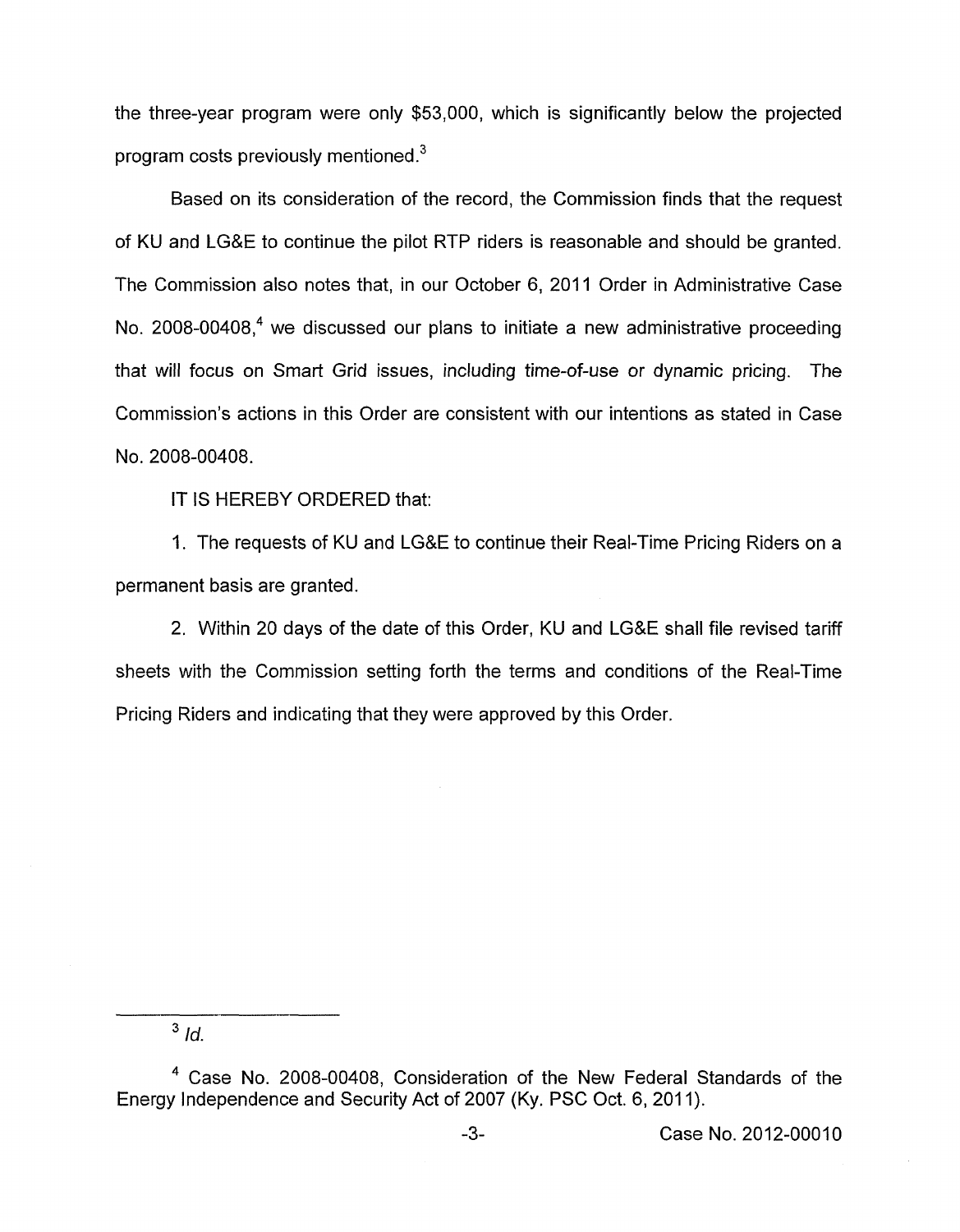the three-year program were only $53,000, which is significantly below the projected program costs previously mentioned.[3]

Based on its consideration of the record, the Commission finds that the request of KU and LG&E to continue the pilot RTP riders is reasonable and should be granted. The Commission also notes that, in our October 6, 2011 Order in Administrative Case No. 2008-00408,[4] we discussed our plans to initiate a new administrative proceeding that will focus on Smart Grid issues, including time-of-use or dynamic pricing. The Commission's actions in this Order are consistent with our intentions as stated in Case No. 2008-00408.

IT IS HEREBY ORDERED that:

1. The requests of KU and LG&E to continue their Real-Time Pricing Riders on a permanent basis are granted.

2. Within 20 days of the date of this Order, KU and LG&E shall file revised tariff sheets with the Commission setting forth the terms and conditions of the Real-Time Pricing Riders and indicating that they were approved by this Order.

---

[3] *Id.*

[4] Case No. 2008-00408, Consideration of the New Federal Standards of the Energy Independence and Security Act of 2007 (Ky. PSC Oct. 6, 2011).

Case No. 2012-00010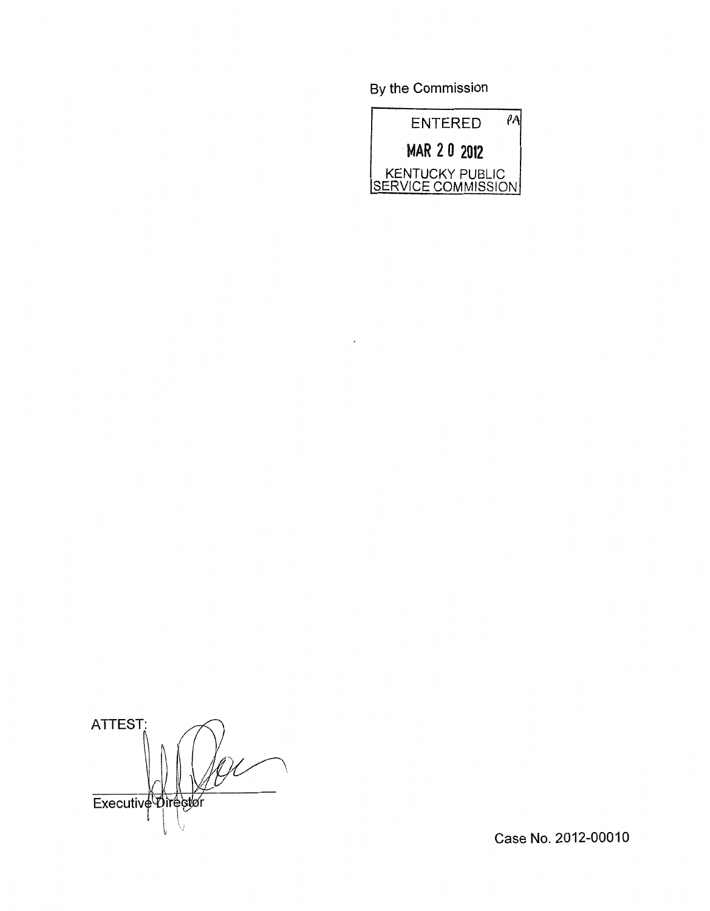By the Commission

ENTERED

MAR 2 0 2012

KENTUCKY PUBLIC SERVICE COMMISSION

ATTEST:

Executive Director

Case No. 2012-00010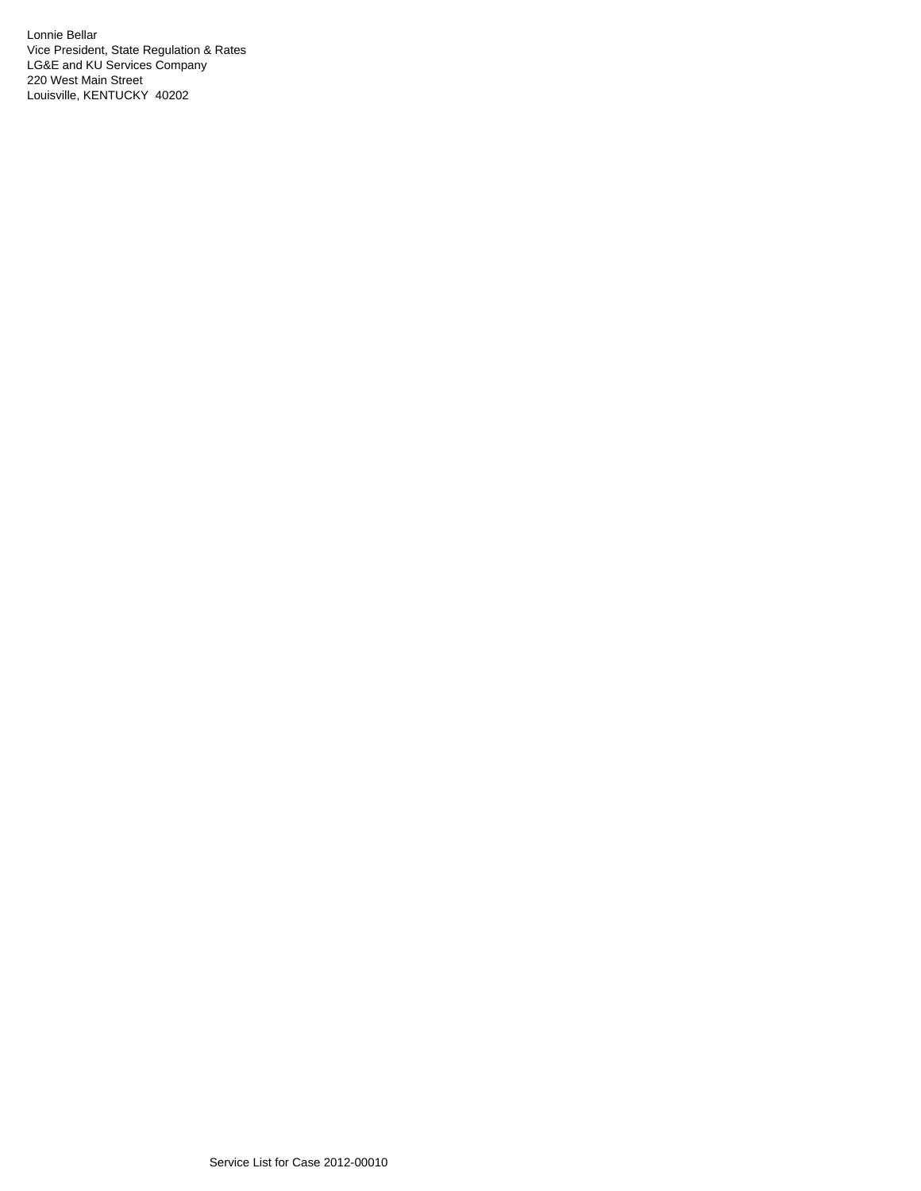Lonnie Bellar
Vice President, State Regulation & Rates
LG&E and KU Services Company
220 West Main Street
Louisville, KENTUCKY  40202